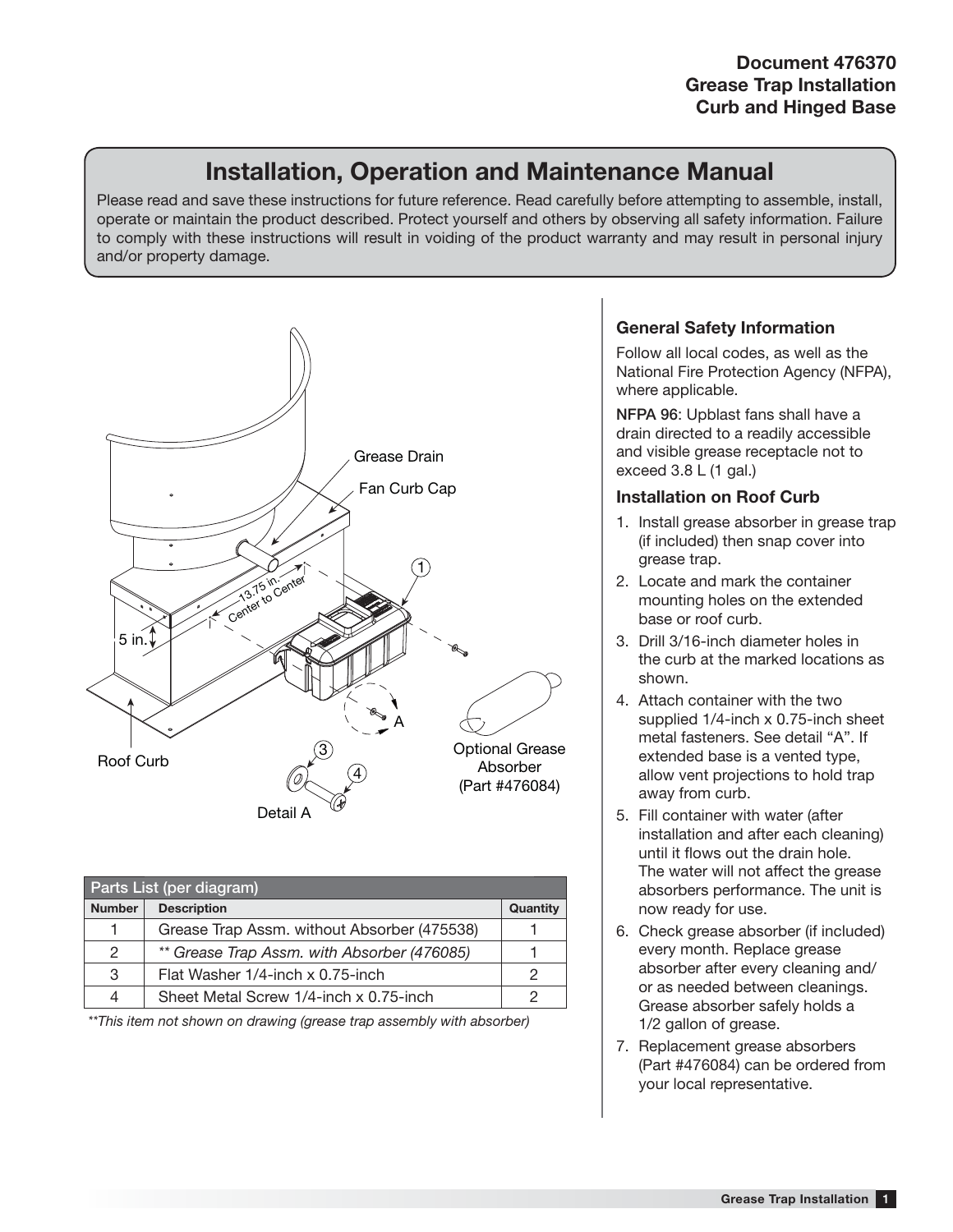**Document 476370**
**Grease Trap Installation**
**Curb and Hinged Base**

# Installation, Operation and Maintenance Manual

Please read and save these instructions for future reference. Read carefully before attempting to assemble, install, operate or maintain the product described. Protect yourself and others by observing all safety information. Failure to comply with these instructions will result in voiding of the product warranty and may result in personal injury and/or property damage.

Grease Drain

Fan Curb Cap

13.75 in. Center to Center

5 in.

Roof Curb

Optional Grease Absorber (Part #476084)

Detail A

| Parts List (per diagram) | | |
|---|---|---|
| **Number** | **Description** | **Quantity** |
| 1 | Grease Trap Assm. without Absorber (475538) | 1 |
| 2 | *** Grease Trap Assm. with Absorber (476085)* | 1 |
| 3 | Flat Washer 1/4-inch x 0.75-inch | 2 |
| 4 | Sheet Metal Screw 1/4-inch x 0.75-inch | 2 |

*\*\*This item not shown on drawing (grease trap assembly with absorber)*

### General Safety Information

Follow all local codes, as well as the National Fire Protection Agency (NFPA), where applicable.

**NFPA 96**: Upblast fans shall have a drain directed to a readily accessible and visible grease receptacle not to exceed 3.8 L (1 gal.)

### Installation on Roof Curb

1. Install grease absorber in grease trap (if included) then snap cover into grease trap.
2. Locate and mark the container mounting holes on the extended base or roof curb.
3. Drill 3/16-inch diameter holes in the curb at the marked locations as shown.
4. Attach container with the two supplied 1/4-inch x 0.75-inch sheet metal fasteners. See detail "A". If extended base is a vented type, allow vent projections to hold trap away from curb.
5. Fill container with water (after installation and after each cleaning) until it flows out the drain hole. The water will not affect the grease absorbers performance. The unit is now ready for use.
6. Check grease absorber (if included) every month. Replace grease absorber after every cleaning and/or as needed between cleanings. Grease absorber safely holds a 1/2 gallon of grease.
7. Replacement grease absorbers (Part #476084) can be ordered from your local representative.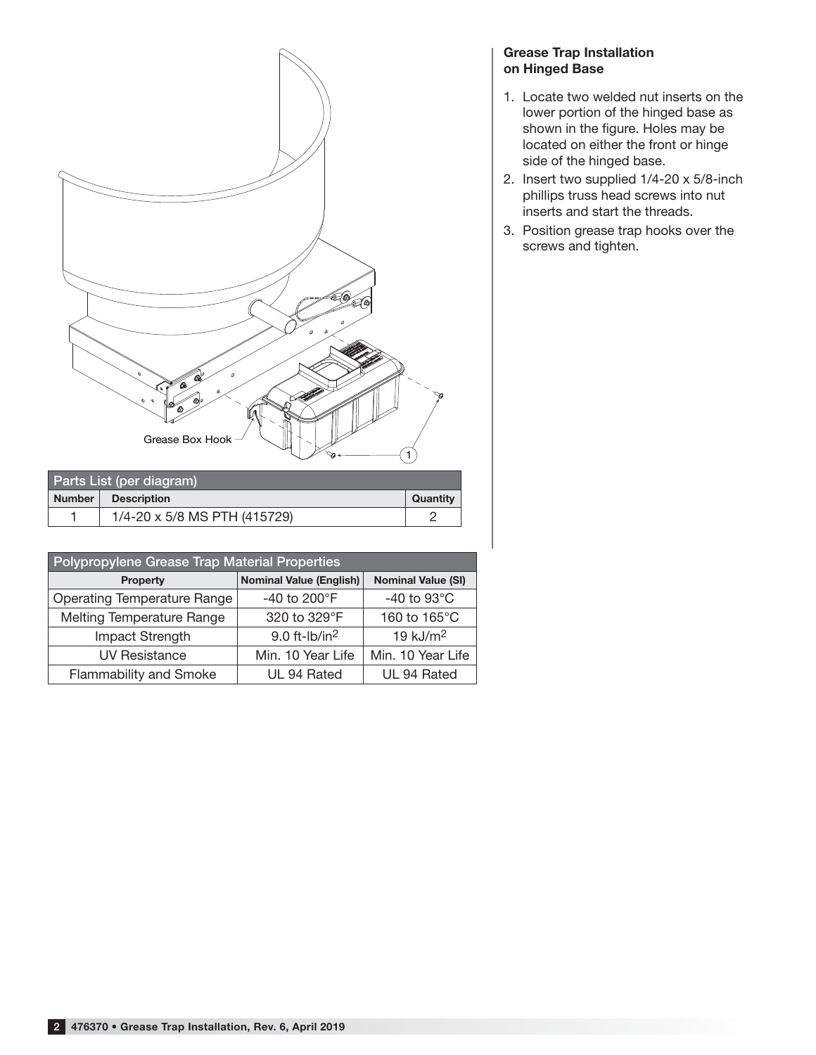Grease Box Hook

1

| Parts List (per diagram) | | |
|---|---|---|
| **Number** | **Description** | **Quantity** |
| 1 | 1/4-20 x 5/8 MS PTH (415729) | 2 |

| Polypropylene Grease Trap Material Properties | | |
|---|---|---|
| **Property** | **Nominal Value (English)** | **Nominal Value (SI)** |
| Operating Temperature Range | -40 to 200°F | -40 to 93°C |
| Melting Temperature Range | 320 to 329°F | 160 to 165°C |
| Impact Strength | 9.0 ft-lb/in$^2$ | 19 kJ/m$^2$ |
| UV Resistance | Min. 10 Year Life | Min. 10 Year Life |
| Flammability and Smoke | UL 94 Rated | UL 94 Rated |

**Grease Trap Installation on Hinged Base**

1. Locate two welded nut inserts on the lower portion of the hinged base as shown in the figure. Holes may be located on either the front or hinge side of the hinged base.
2. Insert two supplied 1/4-20 x 5/8-inch phillips truss head screws into nut inserts and start the threads.
3. Position grease trap hooks over the screws and tighten.